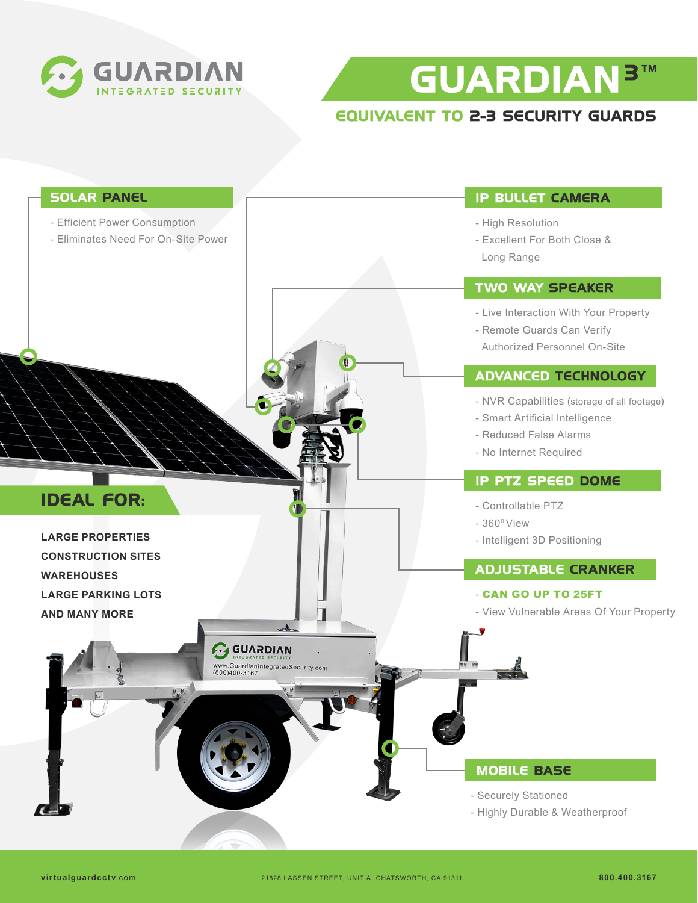# GUARDIAN

INTEGRATED SECURITY

# GUARDIAN³™

## EQUIVALENT TO 2-3 SECURITY GUARDS

### SOLAR PANEL

- Efficient Power Consumption
- Eliminates Need For On-Site Power

### IP BULLET CAMERA

- High Resolution
- Excellent For Both Close & Long Range

### TWO WAY SPEAKER

- Live Interaction With Your Property
- Remote Guards Can Verify Authorized Personnel On-Site

### ADVANCED TECHNOLOGY

- NVR Capabilities (storage of all footage)
- Smart Artificial Intelligence
- Reduced False Alarms
- No Internet Required

### IP PTZ SPEED DOME

- Controllable PTZ
- 360° View
- Intelligent 3D Positioning

### ADJUSTABLE CRANKER

- **CAN GO UP TO 25FT**
- View Vulnerable Areas Of Your Property

## IDEAL FOR:

**LARGE PROPERTIES**
**CONSTRUCTION SITES**
**WAREHOUSES**
**LARGE PARKING LOTS**
**AND MANY MORE**

GUARDIAN
INTEGRATED SECURITY
www.GuardianIntegratedSecurity.com
(800)400-3167

### MOBILE BASE

- Securely Stationed
- Highly Durable & Weatherproof

virtualguardcctv.com 21828 LASSEN STREET, UNIT A, CHATSWORTH, CA 91311 800.400.3167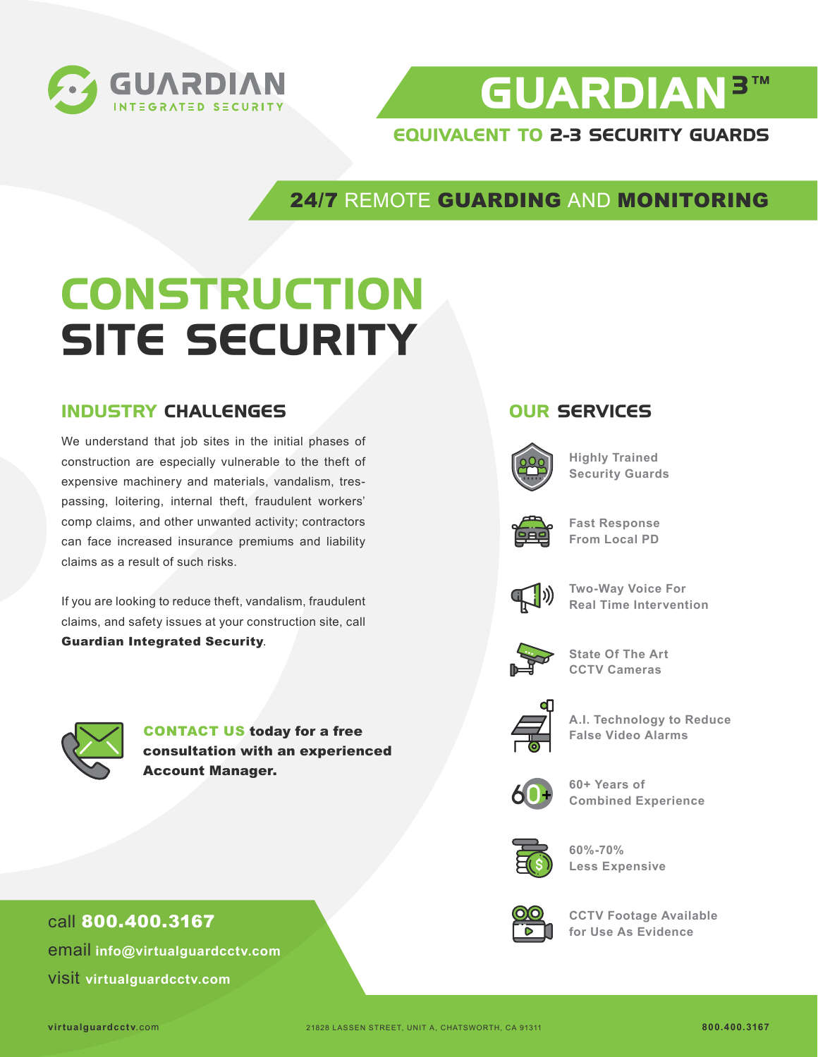GUARDIAN
INTEGRATED SECURITY

# GUARDIAN³™

EQUIVALENT TO 2-3 SECURITY GUARDS

**24/7** REMOTE **GUARDING** AND **MONITORING**

# CONSTRUCTION SITE SECURITY

## INDUSTRY CHALLENGES

We understand that job sites in the initial phases of construction are especially vulnerable to the theft of expensive machinery and materials, vandalism, trespassing, loitering, internal theft, fraudulent workers' comp claims, and other unwanted activity; contractors can face increased insurance premiums and liability claims as a result of such risks.

If you are looking to reduce theft, vandalism, fraudulent claims, and safety issues at your construction site, call **Guardian Integrated Security**.

**CONTACT US today for a free consultation with an experienced Account Manager.**

## OUR SERVICES

- Highly Trained Security Guards
- Fast Response From Local PD
- Two-Way Voice For Real Time Intervention
- State Of The Art CCTV Cameras
- A.I. Technology to Reduce False Video Alarms
- 60+ Years of Combined Experience
- 60%-70% Less Expensive
- CCTV Footage Available for Use As Evidence

call **800.400.3167**

email **info@virtualguardcctv.com**

visit **virtualguardcctv.com**

virtualguardcctv.com 21828 LASSEN STREET, UNIT A, CHATSWORTH, CA 91311 800.400.3167